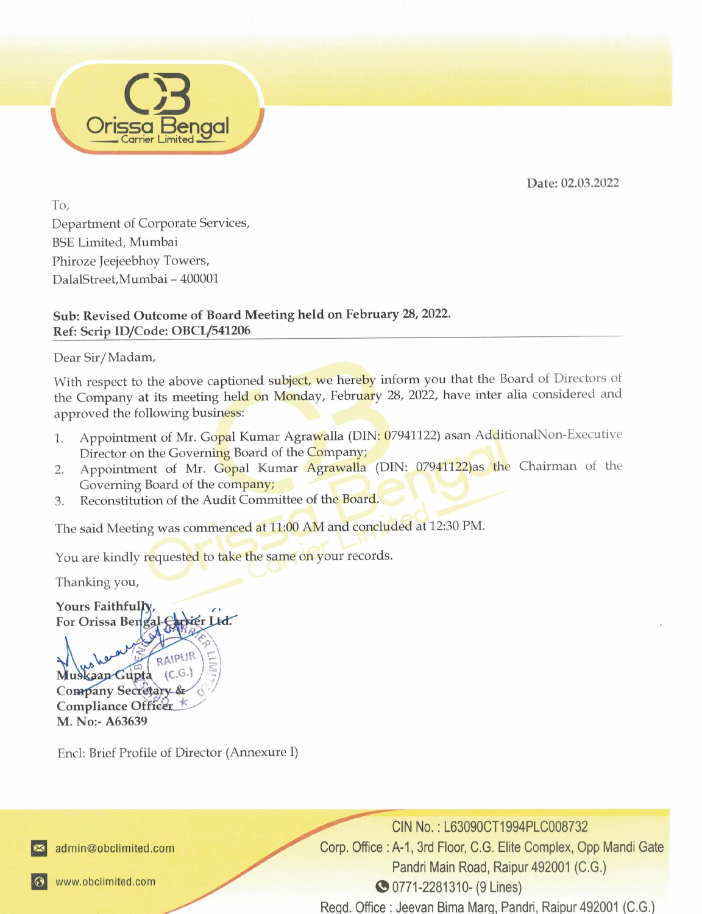Orissa Bengal Carrier Limited

Date: 02.03.2022

To,
Department of Corporate Services,
BSE Limited, Mumbai
Phiroze Jeejeebhoy Towers,
DalalStreet,Mumbai – 400001

**Sub: Revised Outcome of Board Meeting held on February 28, 2022.**
**Ref: Scrip ID/Code: OBCL/541206**

Dear Sir/Madam,

With respect to the above captioned subject, we hereby inform you that the Board of Directors of the Company at its meeting held on Monday, February 28, 2022, have inter alia considered and approved the following business:

1. Appointment of Mr. Gopal Kumar Agrawalla (DIN: 07941122) asan AdditionalNon-Executive Director on the Governing Board of the Company;
2. Appointment of Mr. Gopal Kumar Agrawalla (DIN: 07941122)as the Chairman of the Governing Board of the company;
3. Reconstitution of the Audit Committee of the Board.

The said Meeting was commenced at 11:00 AM and concluded at 12:30 PM.

You are kindly requested to take the same on your records.

Thanking you,

**Yours Faithfully,**
**For Orissa Bengal Carrier Ltd.**

**Muskaan Gupta**
**Company Secretary &**
**Compliance Officer**
**M. No:- A63639**

Encl: Brief Profile of Director (Annexure I)

admin@obclimited.com
www.obclimited.com

CIN No. : L63090CT1994PLC008732
Corp. Office : A-1, 3rd Floor, C.G. Elite Complex, Opp Mandi Gate Pandri Main Road, Raipur 492001 (C.G.)
0771-2281310- (9 Lines)
Regd. Office : Jeevan Bima Marg, Pandri, Raipur 492001 (C.G.)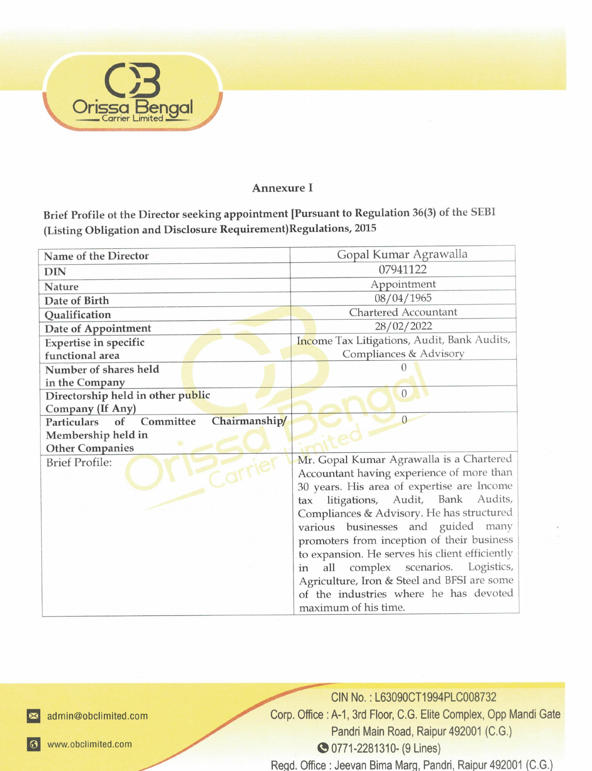## Annexure I

**Brief Profile ot the Director seeking appointment [Pursuant to Regulation 36(3) of the SEBI (Listing Obligation and Disclosure Requirement)Regulations, 2015**

| | |
|---|---|
| **Name of the Director** | Gopal Kumar Agrawalla |
| **DIN** | 07941122 |
| **Nature** | Appointment |
| **Date of Birth** | 08/04/1965 |
| **Qualification** | Chartered Accountant |
| **Date of Appointment** | 28/02/2022 |
| **Expertise in specific functional area** | Income Tax Litigations, Audit, Bank Audits, Compliances & Advisory |
| **Number of shares held in the Company** | 0 |
| **Directorship held in other public Company (If Any)** | 0 |
| **Particulars of Committee Chairmanship/ Membership held in Other Companies** | 0 |
| Brief Profile: | Mr. Gopal Kumar Agrawalla is a Chartered Accountant having experience of more than 30 years. His area of expertise are Income tax litigations, Audit, Bank Audits, Compliances & Advisory. He has structured various businesses and guided many promoters from inception of their business to expansion. He serves his client efficiently in all complex scenarios. Logistics, Agriculture, Iron & Steel and BFSI are some of the industries where he has devoted maximum of his time. |